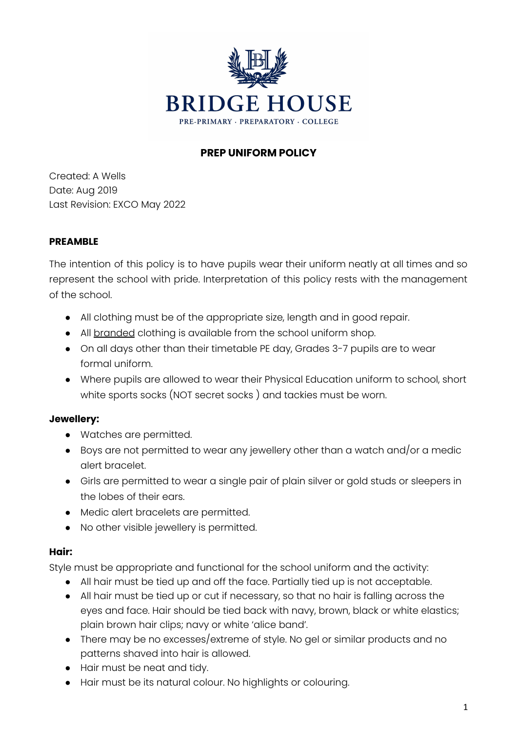BRIDGE HOUSE

PRE-PRIMARY · PREPARATORY · COLLEGE

# PREP UNIFORM POLICY

Created: A Wells
Date: Aug 2019
Last Revision: EXCO May 2022

## PREAMBLE

The intention of this policy is to have pupils wear their uniform neatly at all times and so represent the school with pride. Interpretation of this policy rests with the management of the school.

- All clothing must be of the appropriate size, length and in good repair.
- All branded clothing is available from the school uniform shop.
- On all days other than their timetable PE day, Grades 3-7 pupils are to wear formal uniform.
- Where pupils are allowed to wear their Physical Education uniform to school, short white sports socks (NOT secret socks ) and tackies must be worn.

### Jewellery:

- Watches are permitted.
- Boys are not permitted to wear any jewellery other than a watch and/or a medic alert bracelet.
- Girls are permitted to wear a single pair of plain silver or gold studs or sleepers in the lobes of their ears.
- Medic alert bracelets are permitted.
- No other visible jewellery is permitted.

### Hair:

Style must be appropriate and functional for the school uniform and the activity:

- All hair must be tied up and off the face. Partially tied up is not acceptable.
- All hair must be tied up or cut if necessary, so that no hair is falling across the eyes and face. Hair should be tied back with navy, brown, black or white elastics; plain brown hair clips; navy or white 'alice band'.
- There may be no excesses/extreme of style. No gel or similar products and no patterns shaved into hair is allowed.
- Hair must be neat and tidy.
- Hair must be its natural colour. No highlights or colouring.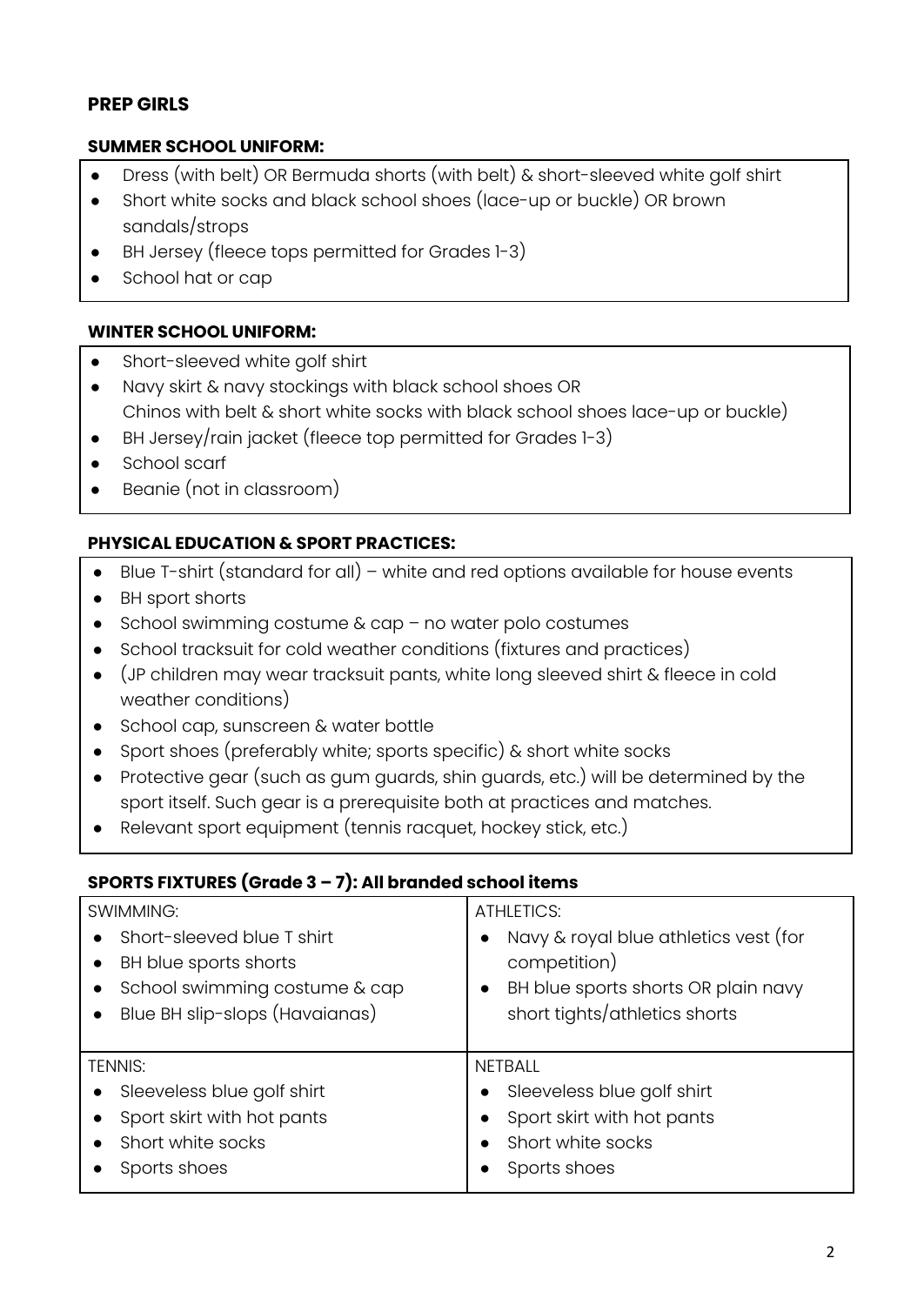## PREP GIRLS

### SUMMER SCHOOL UNIFORM:

- Dress (with belt) OR Bermuda shorts (with belt) & short-sleeved white golf shirt
- Short white socks and black school shoes (lace-up or buckle) OR brown sandals/strops
- BH Jersey (fleece tops permitted for Grades 1-3)
- School hat or cap

### WINTER SCHOOL UNIFORM:

- Short-sleeved white golf shirt
- Navy skirt & navy stockings with black school shoes OR
  Chinos with belt & short white socks with black school shoes lace-up or buckle)
- BH Jersey/rain jacket (fleece top permitted for Grades 1-3)
- School scarf
- Beanie (not in classroom)

### PHYSICAL EDUCATION & SPORT PRACTICES:

- Blue T-shirt (standard for all) – white and red options available for house events
- BH sport shorts
- School swimming costume & cap – no water polo costumes
- School tracksuit for cold weather conditions (fixtures and practices)
- (JP children may wear tracksuit pants, white long sleeved shirt & fleece in cold weather conditions)
- School cap, sunscreen & water bottle
- Sport shoes (preferably white; sports specific) & short white socks
- Protective gear (such as gum guards, shin guards, etc.) will be determined by the sport itself. Such gear is a prerequisite both at practices and matches.
- Relevant sport equipment (tennis racquet, hockey stick, etc.)

### SPORTS FIXTURES (Grade 3 – 7): All branded school items

| SWIMMING: | ATHLETICS: |
|---|---|
| • Short-sleeved blue T shirt<br>• BH blue sports shorts<br>• School swimming costume & cap<br>• Blue BH slip-slops (Havaianas) | • Navy & royal blue athletics vest (for competition)<br>• BH blue sports shorts OR plain navy short tights/athletics shorts |
| **TENNIS:** | **NETBALL** |
| • Sleeveless blue golf shirt<br>• Sport skirt with hot pants<br>• Short white socks<br>• Sports shoes | • Sleeveless blue golf shirt<br>• Sport skirt with hot pants<br>• Short white socks<br>• Sports shoes |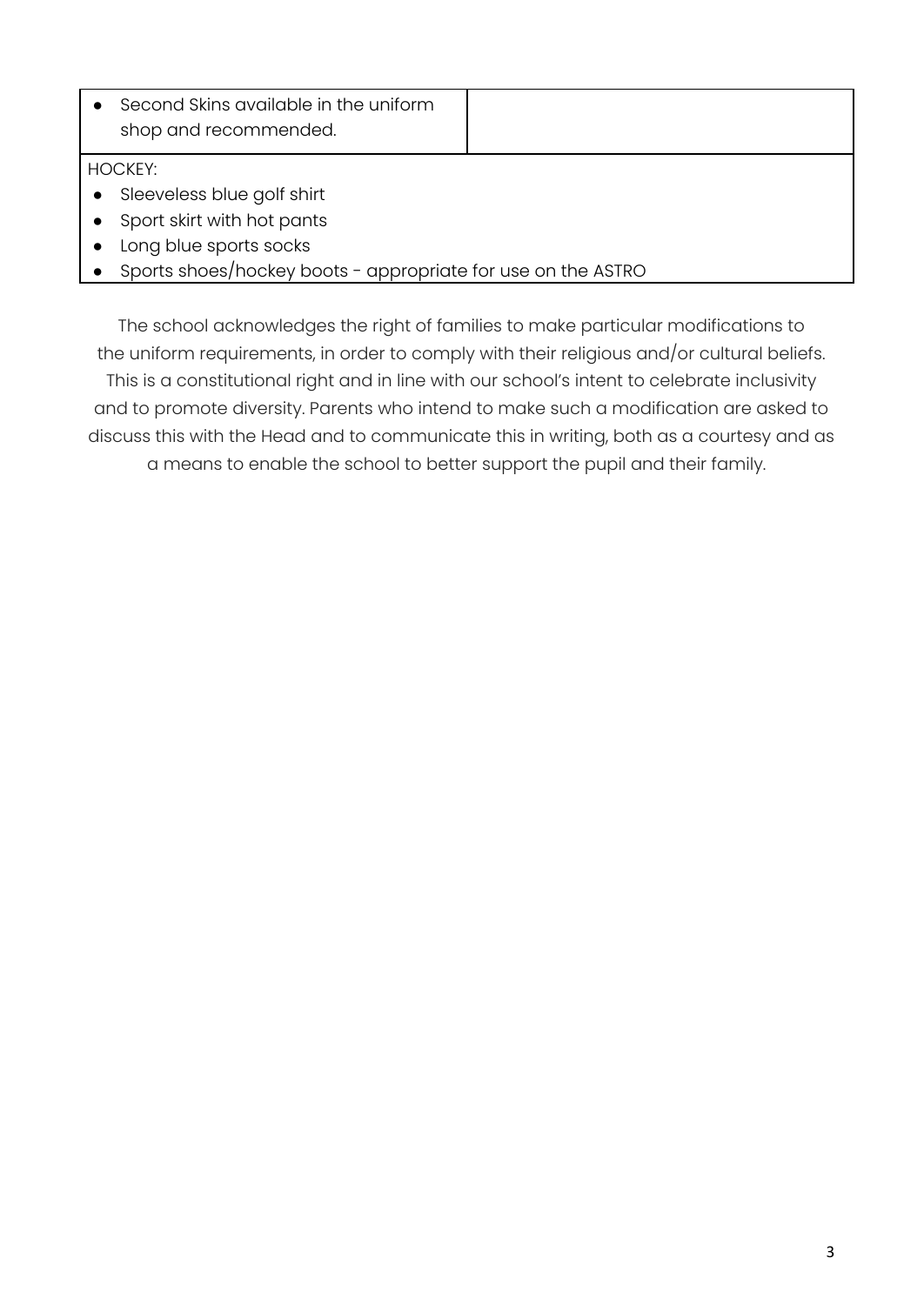| | |
|---|---|
| • Second Skins available in the uniform shop and recommended. | |
| HOCKEY:<br>• Sleeveless blue golf shirt<br>• Sport skirt with hot pants<br>• Long blue sports socks<br>• Sports shoes/hockey boots - appropriate for use on the ASTRO | |

The school acknowledges the right of families to make particular modifications to the uniform requirements, in order to comply with their religious and/or cultural beliefs. This is a constitutional right and in line with our school's intent to celebrate inclusivity and to promote diversity. Parents who intend to make such a modification are asked to discuss this with the Head and to communicate this in writing, both as a courtesy and as a means to enable the school to better support the pupil and their family.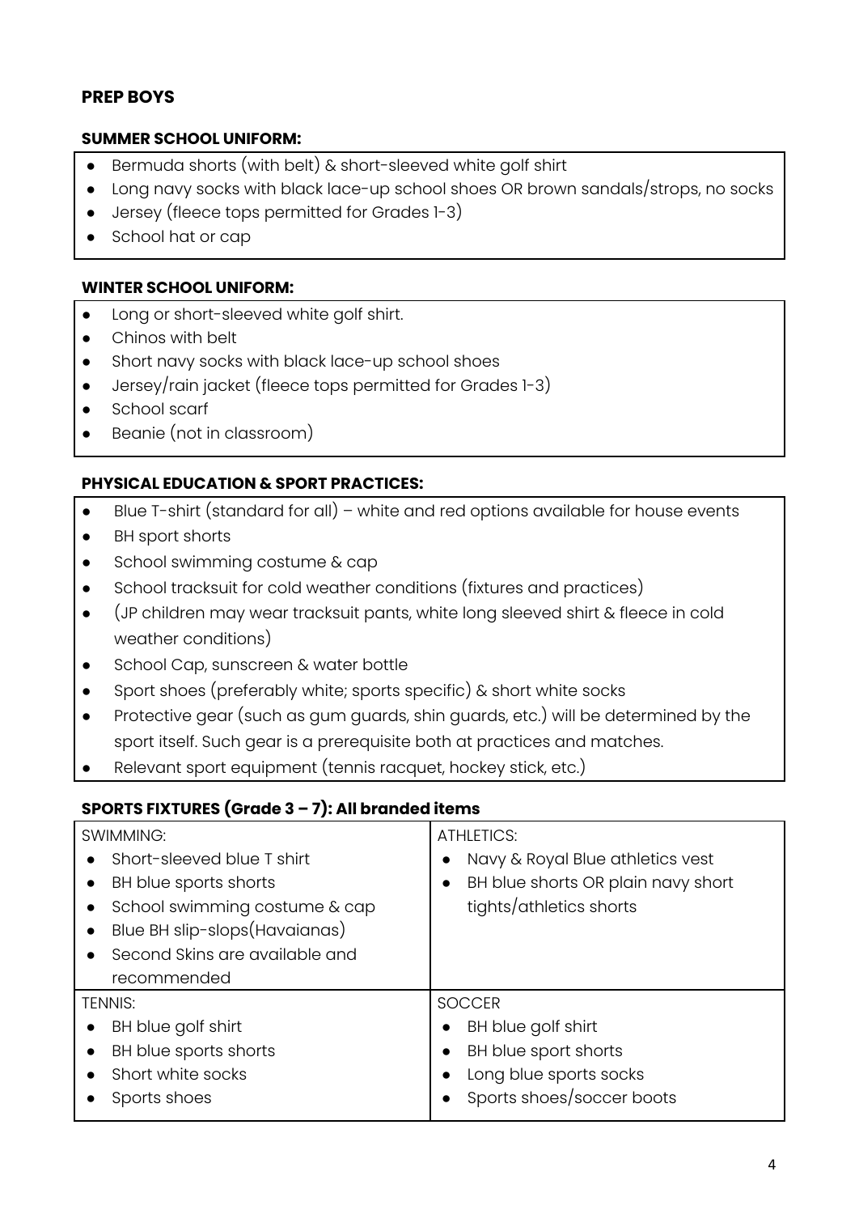## PREP BOYS

### SUMMER SCHOOL UNIFORM:

- Bermuda shorts (with belt) & short-sleeved white golf shirt
- Long navy socks with black lace-up school shoes OR brown sandals/strops, no socks
- Jersey (fleece tops permitted for Grades 1-3)
- School hat or cap

### WINTER SCHOOL UNIFORM:

- Long or short-sleeved white golf shirt.
- Chinos with belt
- Short navy socks with black lace-up school shoes
- Jersey/rain jacket (fleece tops permitted for Grades 1-3)
- School scarf
- Beanie (not in classroom)

### PHYSICAL EDUCATION & SPORT PRACTICES:

- Blue T-shirt (standard for all) – white and red options available for house events
- BH sport shorts
- School swimming costume & cap
- School tracksuit for cold weather conditions (fixtures and practices)
- (JP children may wear tracksuit pants, white long sleeved shirt & fleece in cold weather conditions)
- School Cap, sunscreen & water bottle
- Sport shoes (preferably white; sports specific) & short white socks
- Protective gear (such as gum guards, shin guards, etc.) will be determined by the sport itself. Such gear is a prerequisite both at practices and matches.
- Relevant sport equipment (tennis racquet, hockey stick, etc.)

### SPORTS FIXTURES (Grade 3 – 7): All branded items

| SWIMMING: | ATHLETICS: |
|---|---|
| • Short-sleeved blue T shirt<br>• BH blue sports shorts<br>• School swimming costume & cap<br>• Blue BH slip-slops(Havaianas)<br>• Second Skins are available and recommended | • Navy & Royal Blue athletics vest<br>• BH blue shorts OR plain navy short tights/athletics shorts |
| **TENNIS:** | **SOCCER** |
| • BH blue golf shirt<br>• BH blue sports shorts<br>• Short white socks<br>• Sports shoes | • BH blue golf shirt<br>• BH blue sport shorts<br>• Long blue sports socks<br>• Sports shoes/soccer boots |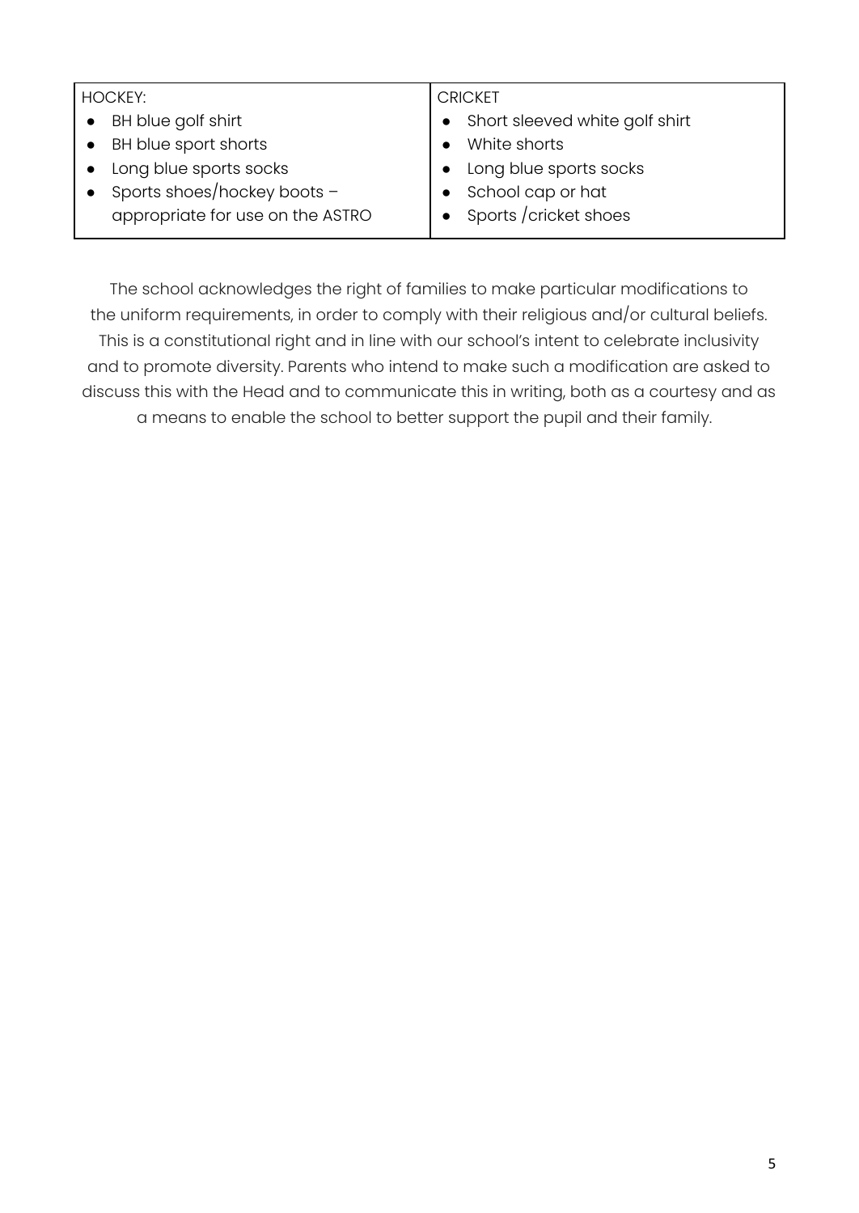| HOCKEY: | CRICKET |
| --- | --- |
| • BH blue golf shirt<br>• BH blue sport shorts<br>• Long blue sports socks<br>• Sports shoes/hockey boots – appropriate for use on the ASTRO | • Short sleeved white golf shirt<br>• White shorts<br>• Long blue sports socks<br>• School cap or hat<br>• Sports /cricket shoes |

The school acknowledges the right of families to make particular modifications to the uniform requirements, in order to comply with their religious and/or cultural beliefs. This is a constitutional right and in line with our school's intent to celebrate inclusivity and to promote diversity. Parents who intend to make such a modification are asked to discuss this with the Head and to communicate this in writing, both as a courtesy and as a means to enable the school to better support the pupil and their family.